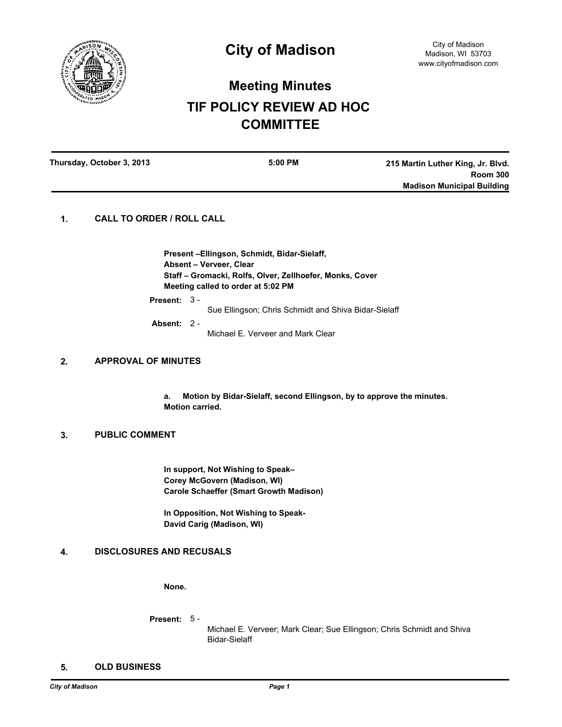# City of Madison

City of Madison
Madison, WI 53703
www.cityofmadison.com

## Meeting Minutes

## TIF POLICY REVIEW AD HOC COMMITTEE

**Thursday, October 3, 2013** | **5:00 PM** | **215 Martin Luther King, Jr. Blvd. Room 300 Madison Municipal Building**

### 1. CALL TO ORDER / ROLL CALL

**Present –Ellingson, Schmidt, Bidar-Sielaff,**
**Absent – Verveer, Clear**
**Staff – Gromacki, Rolfs, Olver, Zellhoefer, Monks, Cover**
**Meeting called to order at 5:02 PM**

**Present:** 3 - Sue Ellingson; Chris Schmidt and Shiva Bidar-Sielaff

**Absent:** 2 - Michael E. Verveer and Mark Clear

### 2. APPROVAL OF MINUTES

**a. Motion by Bidar-Sielaff, second Ellingson, by to approve the minutes. Motion carried.**

### 3. PUBLIC COMMENT

**In support, Not Wishing to Speak–**
**Corey McGovern (Madison, WI)**
**Carole Schaeffer (Smart Growth Madison)**

**In Opposition, Not Wishing to Speak-**
**David Carig (Madison, WI)**

### 4. DISCLOSURES AND RECUSALS

**None.**

**Present:** 5 - Michael E. Verveer; Mark Clear; Sue Ellingson; Chris Schmidt and Shiva Bidar-Sielaff

### 5. OLD BUSINESS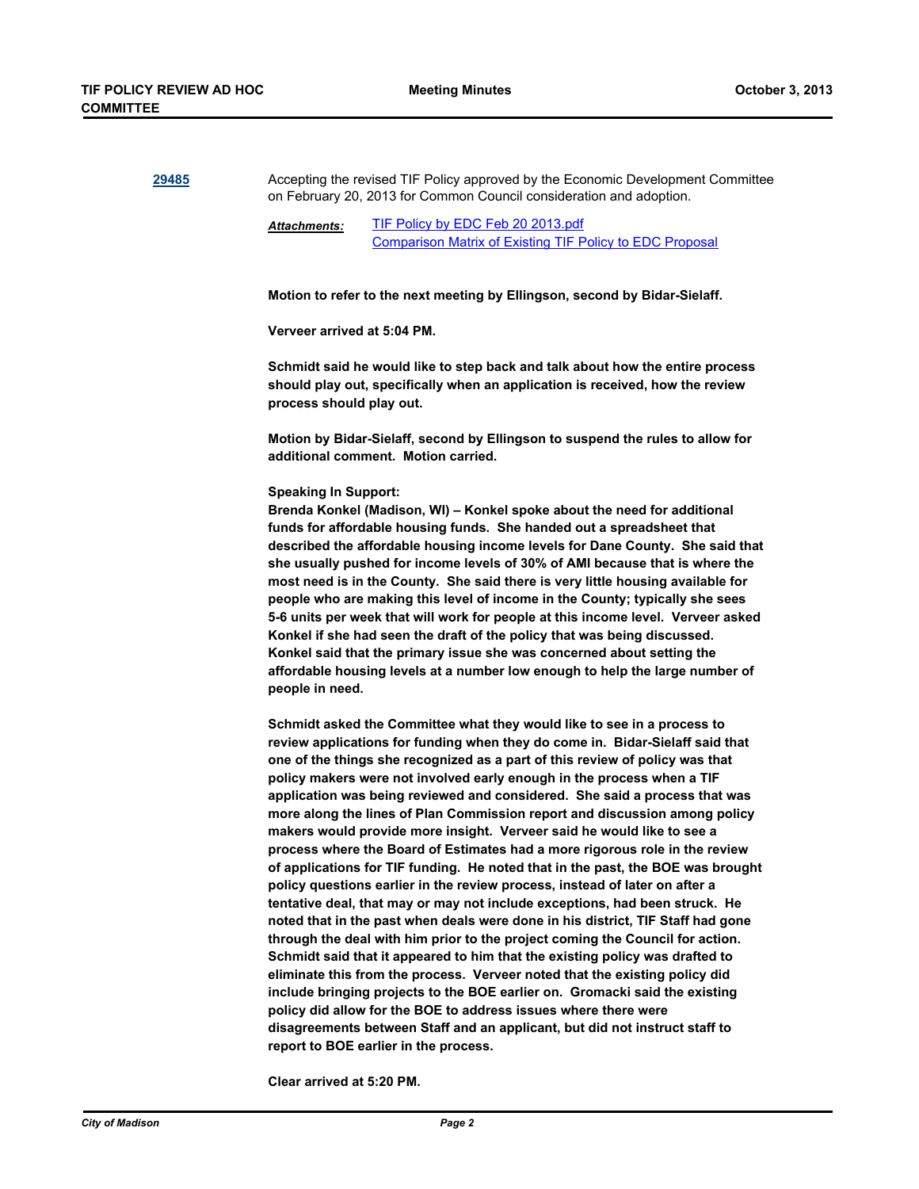**29485** Accepting the revised TIF Policy approved by the Economic Development Committee on February 20, 2013 for Common Council consideration and adoption.

***Attachments:*** TIF Policy by EDC Feb 20 2013.pdf
Comparison Matrix of Existing TIF Policy to EDC Proposal

**Motion to refer to the next meeting by Ellingson, second by Bidar-Sielaff.**

**Verveer arrived at 5:04 PM.**

**Schmidt said he would like to step back and talk about how the entire process should play out, specifically when an application is received, how the review process should play out.**

**Motion by Bidar-Sielaff, second by Ellingson to suspend the rules to allow for additional comment. Motion carried.**

**Speaking In Support:**
**Brenda Konkel (Madison, WI) – Konkel spoke about the need for additional funds for affordable housing funds. She handed out a spreadsheet that described the affordable housing income levels for Dane County. She said that she usually pushed for income levels of 30% of AMI because that is where the most need is in the County. She said there is very little housing available for people who are making this level of income in the County; typically she sees 5-6 units per week that will work for people at this income level. Verveer asked Konkel if she had seen the draft of the policy that was being discussed. Konkel said that the primary issue she was concerned about setting the affordable housing levels at a number low enough to help the large number of people in need.**

**Schmidt asked the Committee what they would like to see in a process to review applications for funding when they do come in. Bidar-Sielaff said that one of the things she recognized as a part of this review of policy was that policy makers were not involved early enough in the process when a TIF application was being reviewed and considered. She said a process that was more along the lines of Plan Commission report and discussion among policy makers would provide more insight. Verveer said he would like to see a process where the Board of Estimates had a more rigorous role in the review of applications for TIF funding. He noted that in the past, the BOE was brought policy questions earlier in the review process, instead of later on after a tentative deal, that may or may not include exceptions, had been struck. He noted that in the past when deals were done in his district, TIF Staff had gone through the deal with him prior to the project coming the Council for action. Schmidt said that it appeared to him that the existing policy was drafted to eliminate this from the process. Verveer noted that the existing policy did include bringing projects to the BOE earlier on. Gromacki said the existing policy did allow for the BOE to address issues where there were disagreements between Staff and an applicant, but did not instruct staff to report to BOE earlier in the process.**

**Clear arrived at 5:20 PM.**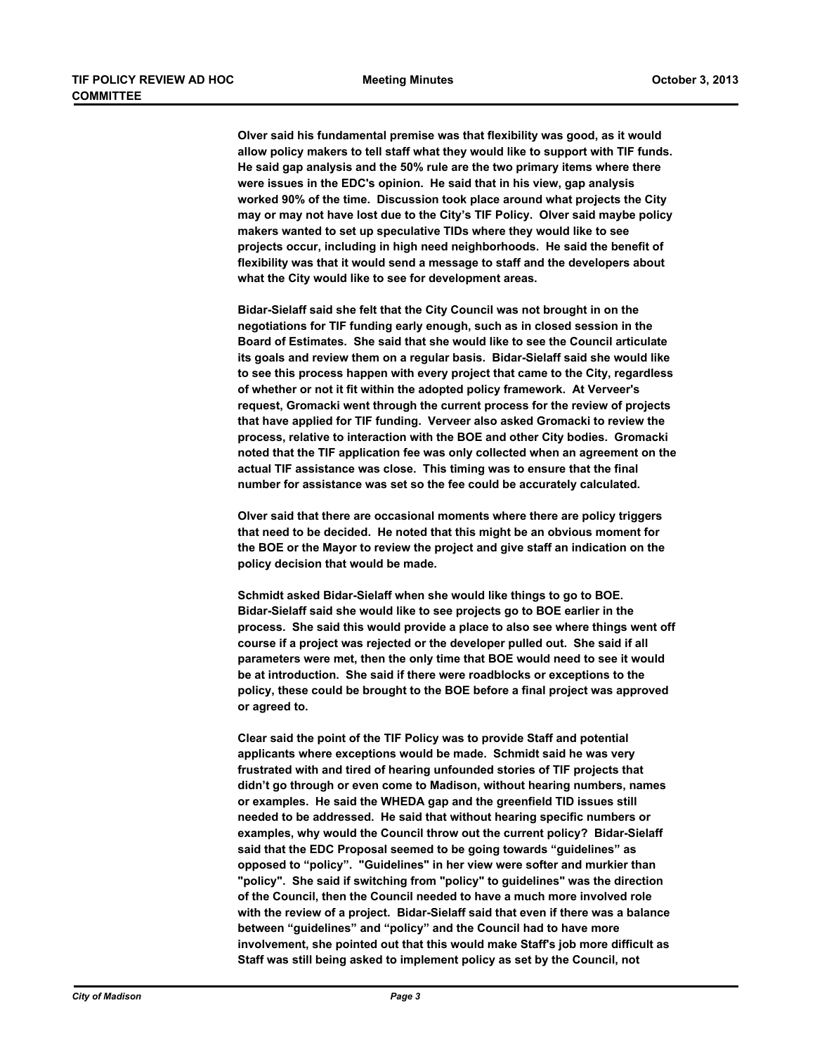Olver said his fundamental premise was that flexibility was good, as it would allow policy makers to tell staff what they would like to support with TIF funds. He said gap analysis and the 50% rule are the two primary items where there were issues in the EDC's opinion. He said that in his view, gap analysis worked 90% of the time. Discussion took place around what projects the City may or may not have lost due to the City's TIF Policy. Olver said maybe policy makers wanted to set up speculative TIDs where they would like to see projects occur, including in high need neighborhoods. He said the benefit of flexibility was that it would send a message to staff and the developers about what the City would like to see for development areas.

Bidar-Sielaff said she felt that the City Council was not brought in on the negotiations for TIF funding early enough, such as in closed session in the Board of Estimates. She said that she would like to see the Council articulate its goals and review them on a regular basis. Bidar-Sielaff said she would like to see this process happen with every project that came to the City, regardless of whether or not it fit within the adopted policy framework. At Verveer's request, Gromacki went through the current process for the review of projects that have applied for TIF funding. Verveer also asked Gromacki to review the process, relative to interaction with the BOE and other City bodies. Gromacki noted that the TIF application fee was only collected when an agreement on the actual TIF assistance was close. This timing was to ensure that the final number for assistance was set so the fee could be accurately calculated.

Olver said that there are occasional moments where there are policy triggers that need to be decided. He noted that this might be an obvious moment for the BOE or the Mayor to review the project and give staff an indication on the policy decision that would be made.

Schmidt asked Bidar-Sielaff when she would like things to go to BOE. Bidar-Sielaff said she would like to see projects go to BOE earlier in the process. She said this would provide a place to also see where things went off course if a project was rejected or the developer pulled out. She said if all parameters were met, then the only time that BOE would need to see it would be at introduction. She said if there were roadblocks or exceptions to the policy, these could be brought to the BOE before a final project was approved or agreed to.

Clear said the point of the TIF Policy was to provide Staff and potential applicants where exceptions would be made. Schmidt said he was very frustrated with and tired of hearing unfounded stories of TIF projects that didn't go through or even come to Madison, without hearing numbers, names or examples. He said the WHEDA gap and the greenfield TID issues still needed to be addressed. He said that without hearing specific numbers or examples, why would the Council throw out the current policy? Bidar-Sielaff said that the EDC Proposal seemed to be going towards "guidelines" as opposed to "policy". "Guidelines" in her view were softer and murkier than "policy". She said if switching from "policy" to guidelines" was the direction of the Council, then the Council needed to have a much more involved role with the review of a project. Bidar-Sielaff said that even if there was a balance between "guidelines" and "policy" and the Council had to have more involvement, she pointed out that this would make Staff's job more difficult as Staff was still being asked to implement policy as set by the Council, not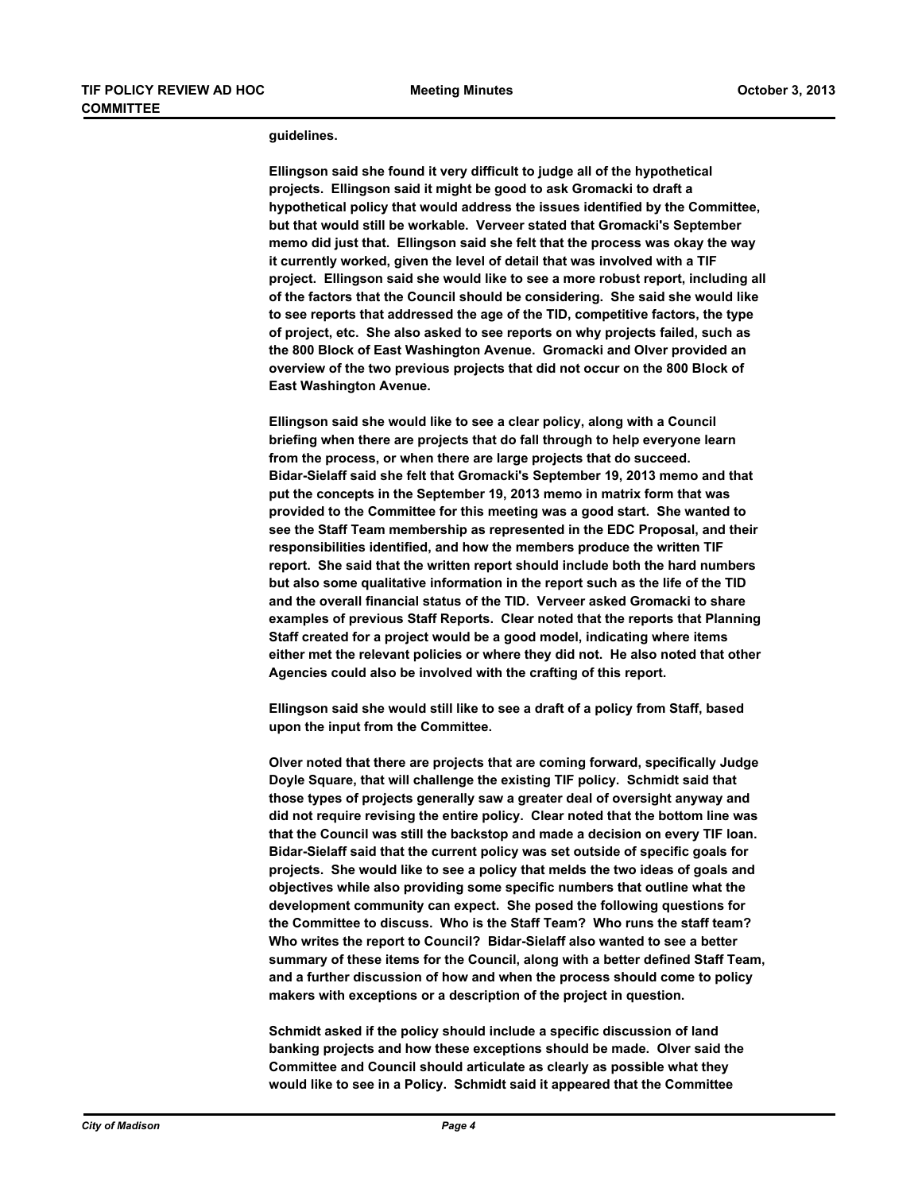guidelines.

Ellingson said she found it very difficult to judge all of the hypothetical projects. Ellingson said it might be good to ask Gromacki to draft a hypothetical policy that would address the issues identified by the Committee, but that would still be workable. Verveer stated that Gromacki's September memo did just that. Ellingson said she felt that the process was okay the way it currently worked, given the level of detail that was involved with a TIF project. Ellingson said she would like to see a more robust report, including all of the factors that the Council should be considering. She said she would like to see reports that addressed the age of the TID, competitive factors, the type of project, etc. She also asked to see reports on why projects failed, such as the 800 Block of East Washington Avenue. Gromacki and Olver provided an overview of the two previous projects that did not occur on the 800 Block of East Washington Avenue.

Ellingson said she would like to see a clear policy, along with a Council briefing when there are projects that do fall through to help everyone learn from the process, or when there are large projects that do succeed. Bidar-Sielaff said she felt that Gromacki's September 19, 2013 memo and that put the concepts in the September 19, 2013 memo in matrix form that was provided to the Committee for this meeting was a good start. She wanted to see the Staff Team membership as represented in the EDC Proposal, and their responsibilities identified, and how the members produce the written TIF report. She said that the written report should include both the hard numbers but also some qualitative information in the report such as the life of the TID and the overall financial status of the TID. Verveer asked Gromacki to share examples of previous Staff Reports. Clear noted that the reports that Planning Staff created for a project would be a good model, indicating where items either met the relevant policies or where they did not. He also noted that other Agencies could also be involved with the crafting of this report.

Ellingson said she would still like to see a draft of a policy from Staff, based upon the input from the Committee.

Olver noted that there are projects that are coming forward, specifically Judge Doyle Square, that will challenge the existing TIF policy. Schmidt said that those types of projects generally saw a greater deal of oversight anyway and did not require revising the entire policy. Clear noted that the bottom line was that the Council was still the backstop and made a decision on every TIF loan. Bidar-Sielaff said that the current policy was set outside of specific goals for projects. She would like to see a policy that melds the two ideas of goals and objectives while also providing some specific numbers that outline what the development community can expect. She posed the following questions for the Committee to discuss. Who is the Staff Team? Who runs the staff team? Who writes the report to Council? Bidar-Sielaff also wanted to see a better summary of these items for the Council, along with a better defined Staff Team, and a further discussion of how and when the process should come to policy makers with exceptions or a description of the project in question.

Schmidt asked if the policy should include a specific discussion of land banking projects and how these exceptions should be made. Olver said the Committee and Council should articulate as clearly as possible what they would like to see in a Policy. Schmidt said it appeared that the Committee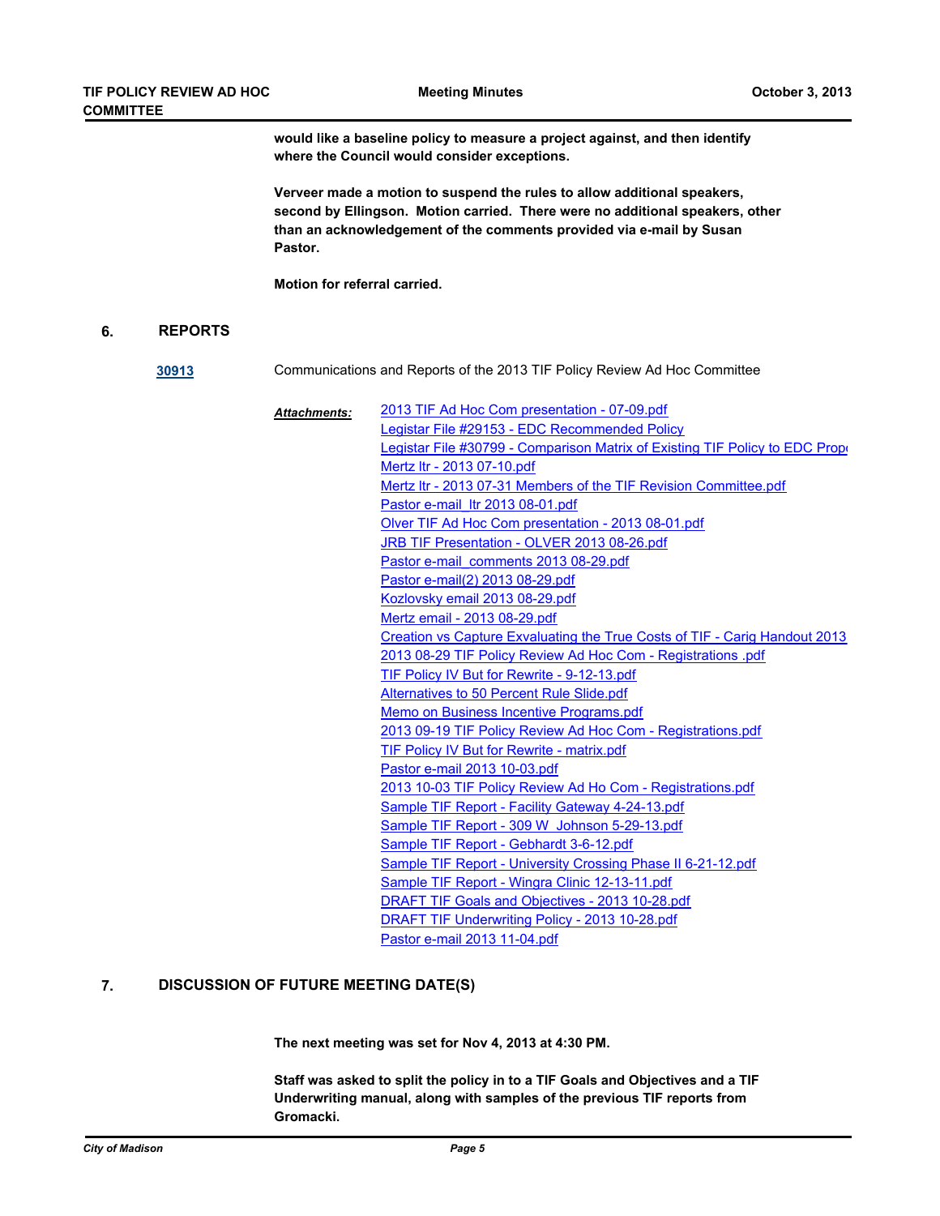**would like a baseline policy to measure a project against, and then identify where the Council would consider exceptions.**

**Verveer made a motion to suspend the rules to allow additional speakers, second by Ellingson. Motion carried. There were no additional speakers, other than an acknowledgement of the comments provided via e-mail by Susan Pastor.**

**Motion for referral carried.**

## 6. REPORTS

**30913** Communications and Reports of the 2013 TIF Policy Review Ad Hoc Committee

***Attachments:***
- 2013 TIF Ad Hoc Com presentation - 07-09.pdf
- Legistar File #29153 - EDC Recommended Policy
- Legistar File #30799 - Comparison Matrix of Existing TIF Policy to EDC Prop
- Mertz ltr - 2013 07-10.pdf
- Mertz ltr - 2013 07-31 Members of the TIF Revision Committee.pdf
- Pastor e-mail ltr 2013 08-01.pdf
- Olver TIF Ad Hoc Com presentation - 2013 08-01.pdf
- JRB TIF Presentation - OLVER 2013 08-26.pdf
- Pastor e-mail comments 2013 08-29.pdf
- Pastor e-mail(2) 2013 08-29.pdf
- Kozlovsky email 2013 08-29.pdf
- Mertz email - 2013 08-29.pdf
- Creation vs Capture Exvaluating the True Costs of TIF - Carig Handout 2013
- 2013 08-29 TIF Policy Review Ad Hoc Com - Registrations .pdf
- TIF Policy IV But for Rewrite - 9-12-13.pdf
- Alternatives to 50 Percent Rule Slide.pdf
- Memo on Business Incentive Programs.pdf
- 2013 09-19 TIF Policy Review Ad Hoc Com - Registrations.pdf
- TIF Policy IV But for Rewrite - matrix.pdf
- Pastor e-mail 2013 10-03.pdf
- 2013 10-03 TIF Policy Review Ad Ho Com - Registrations.pdf
- Sample TIF Report - Facility Gateway 4-24-13.pdf
- Sample TIF Report - 309 W Johnson 5-29-13.pdf
- Sample TIF Report - Gebhardt 3-6-12.pdf
- Sample TIF Report - University Crossing Phase II 6-21-12.pdf
- Sample TIF Report - Wingra Clinic 12-13-11.pdf
- DRAFT TIF Goals and Objectives - 2013 10-28.pdf
- DRAFT TIF Underwriting Policy - 2013 10-28.pdf
- Pastor e-mail 2013 11-04.pdf

## 7. DISCUSSION OF FUTURE MEETING DATE(S)

**The next meeting was set for Nov 4, 2013 at 4:30 PM.**

**Staff was asked to split the policy in to a TIF Goals and Objectives and a TIF Underwriting manual, along with samples of the previous TIF reports from Gromacki.**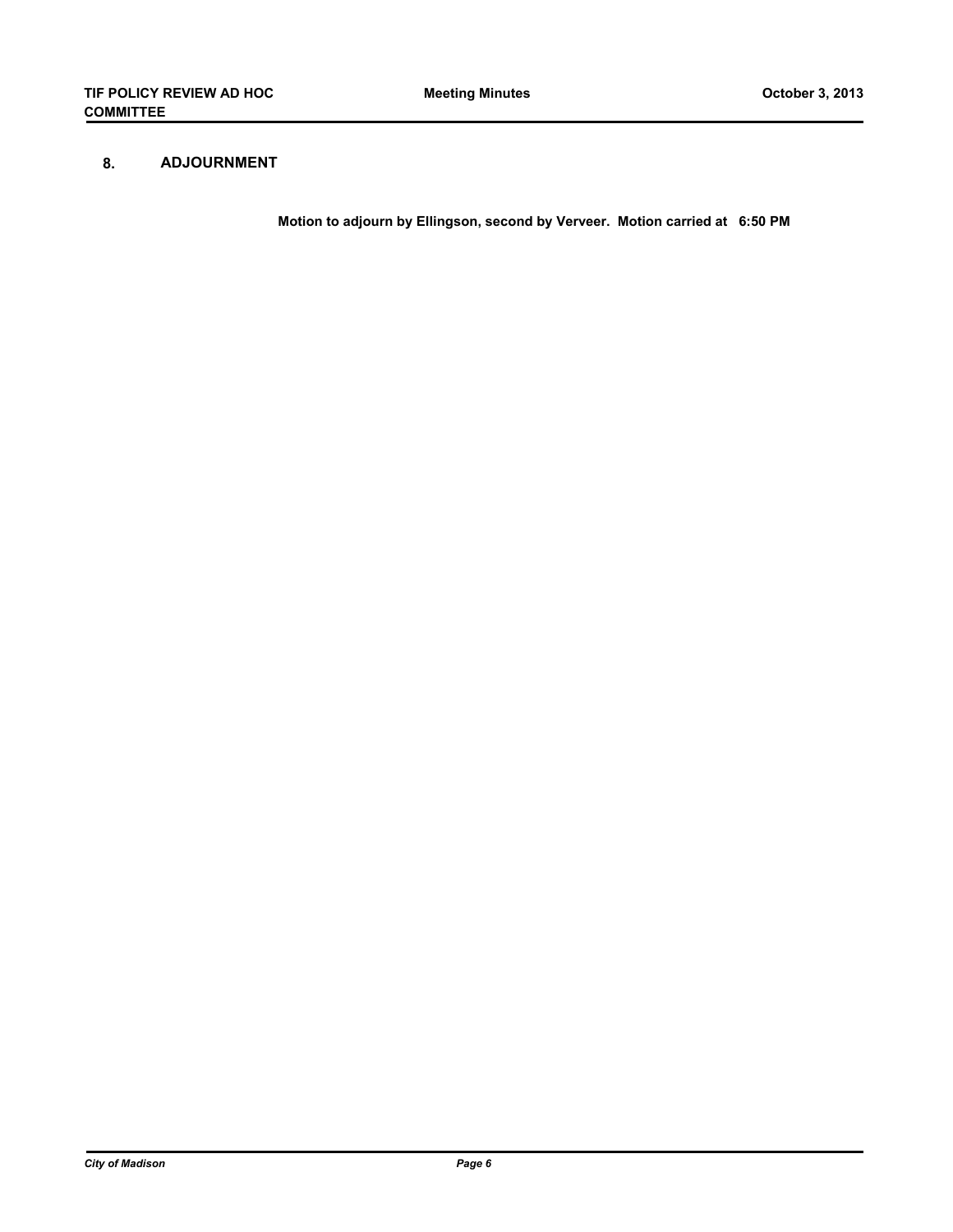## 8. ADJOURNMENT

**Motion to adjourn by Ellingson, second by Verveer. Motion carried at 6:50 PM**